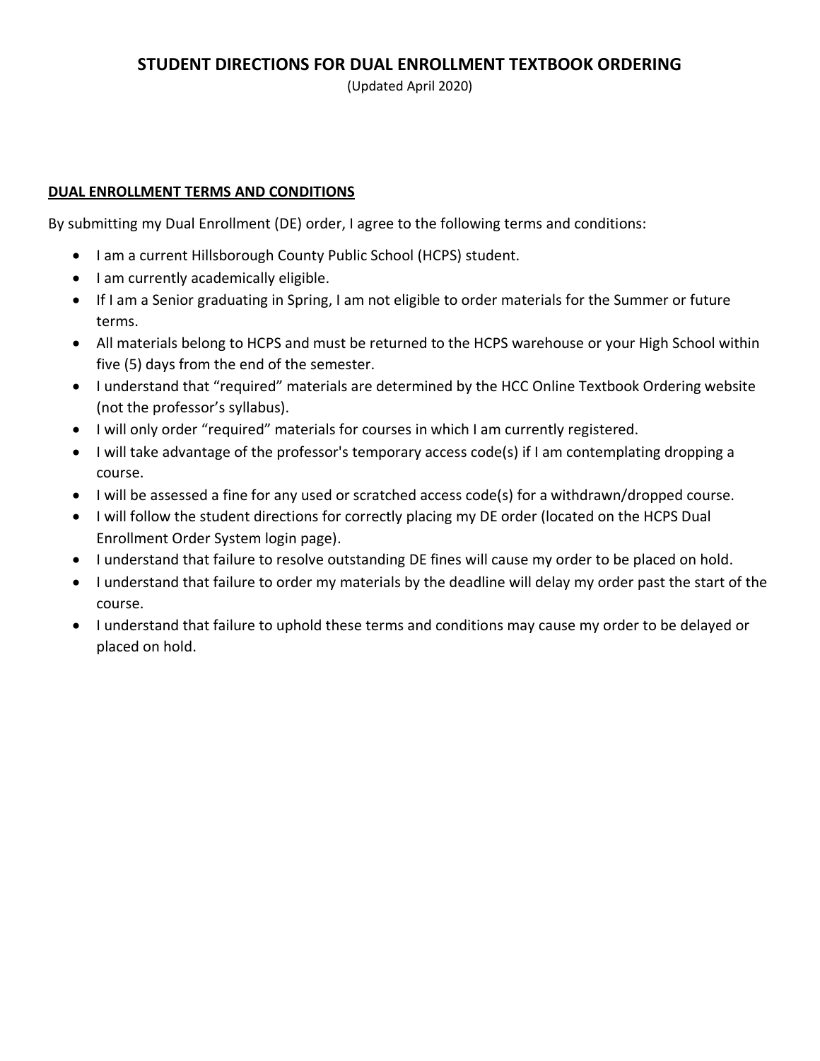# STUDENT DIRECTIONS FOR DUAL ENROLLMENT TEXTBOOK ORDERING

(Updated April 2020)

## DUAL ENROLLMENT TERMS AND CONDITIONS

By submitting my Dual Enrollment (DE) order, I agree to the following terms and conditions:

- I am a current Hillsborough County Public School (HCPS) student.
- I am currently academically eligible.
- If I am a Senior graduating in Spring, I am not eligible to order materials for the Summer or future terms.
- All materials belong to HCPS and must be returned to the HCPS warehouse or your High School within five (5) days from the end of the semester.
- I understand that "required" materials are determined by the HCC Online Textbook Ordering website (not the professor's syllabus).
- I will only order "required" materials for courses in which I am currently registered.
- I will take advantage of the professor's temporary access code(s) if I am contemplating dropping a course.
- I will be assessed a fine for any used or scratched access code(s) for a withdrawn/dropped course.
- I will follow the student directions for correctly placing my DE order (located on the HCPS Dual Enrollment Order System login page).
- I understand that failure to resolve outstanding DE fines will cause my order to be placed on hold.
- I understand that failure to order my materials by the deadline will delay my order past the start of the course.
- I understand that failure to uphold these terms and conditions may cause my order to be delayed or placed on hold.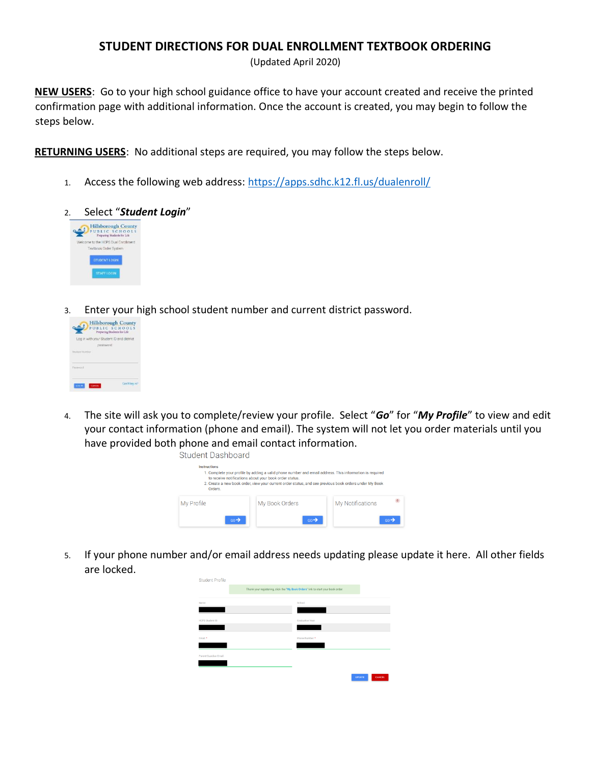# STUDENT DIRECTIONS FOR DUAL ENROLLMENT TEXTBOOK ORDERING

(Updated April 2020)

**NEW USERS**: Go to your high school guidance office to have your account created and receive the printed confirmation page with additional information. Once the account is created, you may begin to follow the steps below.

**RETURNING USERS**: No additional steps are required, you may follow the steps below.

1. Access the following web address: https://apps.sdhc.k12.fl.us/dualenroll/

2. Select "***Student Login***"

3. Enter your high school student number and current district password.

4. The site will ask you to complete/review your profile. Select "***Go***" for "***My Profile***" to view and edit your contact information (phone and email). The system will not let you order materials until you have provided both phone and email contact information.

5. If your phone number and/or email address needs updating please update it here. All other fields are locked.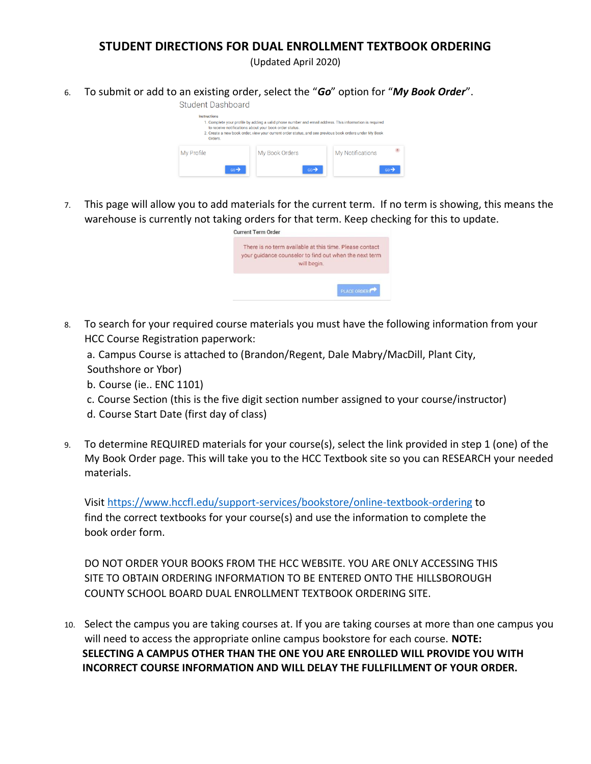# STUDENT DIRECTIONS FOR DUAL ENROLLMENT TEXTBOOK ORDERING

(Updated April 2020)

6. To submit or add to an existing order, select the "***Go***" option for "***My Book Order***".

   Student Dashboard

   Instructions
   1. Complete your profile by adding a valid phone number and email address. This information is required to receive notifications about your book order status.
   2. Create a new book order, view your current order status, and see previous book orders under My Book Orders.

   My Profile GO → | My Book Orders GO → | My Notifications 0 GO →

7. This page will allow you to add materials for the current term. If no term is showing, this means the warehouse is currently not taking orders for that term. Keep checking for this to update.

   Current Term Order

   There is no term available at this time. Please contact your guidance counselor to find out when the next term will begin.

   PLACE ORDER

8. To search for your required course materials you must have the following information from your HCC Course Registration paperwork:
   a. Campus Course is attached to (Brandon/Regent, Dale Mabry/MacDill, Plant City, Southshore or Ybor)
   b. Course (ie.. ENC 1101)
   c. Course Section (this is the five digit section number assigned to your course/instructor)
   d. Course Start Date (first day of class)

9. To determine REQUIRED materials for your course(s), select the link provided in step 1 (one) of the My Book Order page. This will take you to the HCC Textbook site so you can RESEARCH your needed materials.

   Visit [https://www.hccfl.edu/support-services/bookstore/online-textbook-ordering](https://www.hccfl.edu/support-services/bookstore/online-textbook-ordering) to find the correct textbooks for your course(s) and use the information to complete the book order form.

   DO NOT ORDER YOUR BOOKS FROM THE HCC WEBSITE. YOU ARE ONLY ACCESSING THIS SITE TO OBTAIN ORDERING INFORMATION TO BE ENTERED ONTO THE HILLSBOROUGH COUNTY SCHOOL BOARD DUAL ENROLLMENT TEXTBOOK ORDERING SITE.

10. Select the campus you are taking courses at. If you are taking courses at more than one campus you will need to access the appropriate online campus bookstore for each course. **NOTE: SELECTING A CAMPUS OTHER THAN THE ONE YOU ARE ENROLLED WILL PROVIDE YOU WITH INCORRECT COURSE INFORMATION AND WILL DELAY THE FULLFILLMENT OF YOUR ORDER.**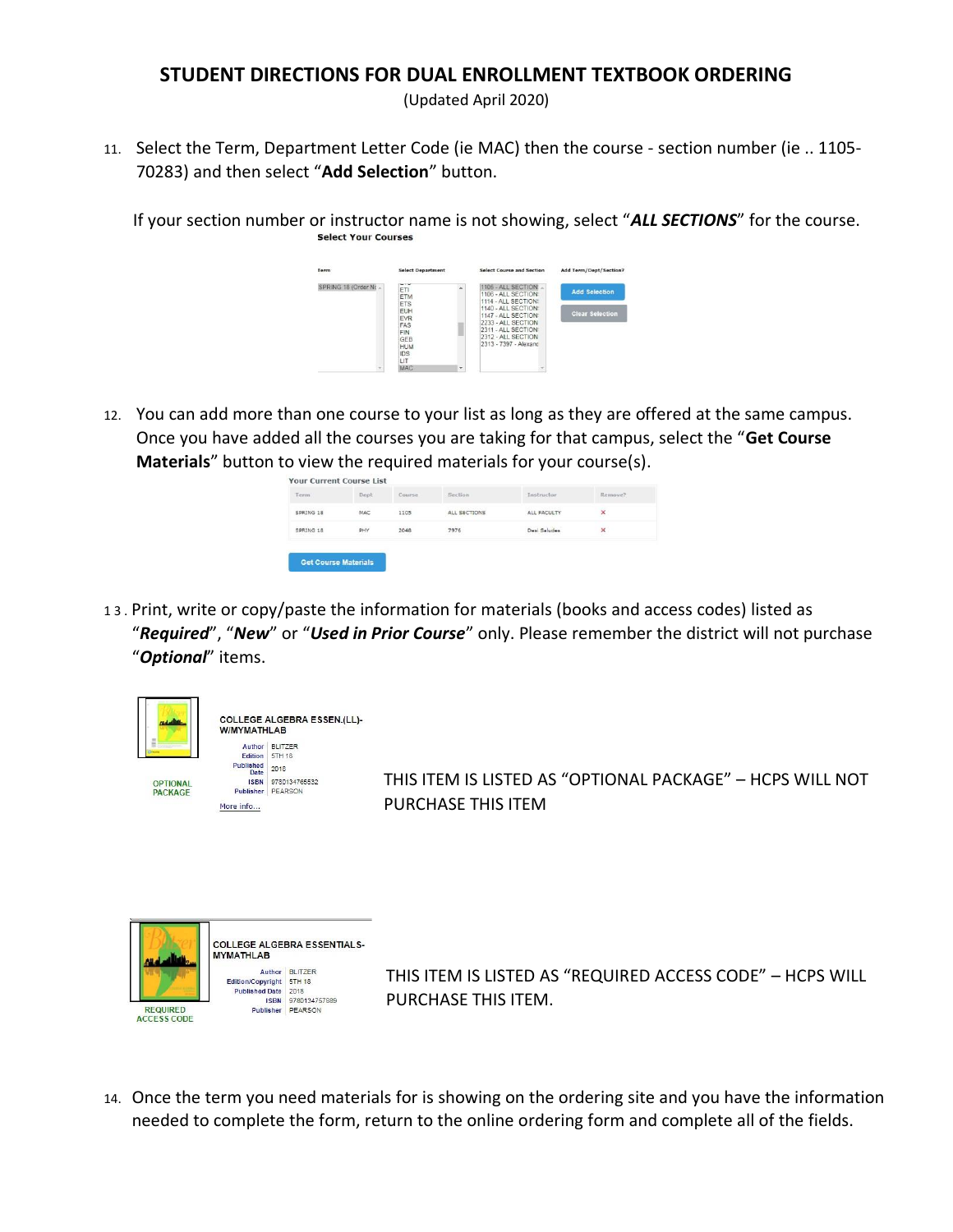## STUDENT DIRECTIONS FOR DUAL ENROLLMENT TEXTBOOK ORDERING

(Updated April 2020)

11. Select the Term, Department Letter Code (ie MAC) then the course - section number (ie .. 1105-70283) and then select "**Add Selection**" button.

    If your section number or instructor name is not showing, select "***ALL SECTIONS***" for the course.

12. You can add more than one course to your list as long as they are offered at the same campus. Once you have added all the courses you are taking for that campus, select the "**Get Course Materials**" button to view the required materials for your course(s).

13. Print, write or copy/paste the information for materials (books and access codes) listed as "***Required***", "***New***" or "***Used in Prior Course***" only. Please remember the district will not purchase "***Optional***" items.

THIS ITEM IS LISTED AS "OPTIONAL PACKAGE" – HCPS WILL NOT PURCHASE THIS ITEM

THIS ITEM IS LISTED AS "REQUIRED ACCESS CODE" – HCPS WILL PURCHASE THIS ITEM.

14. Once the term you need materials for is showing on the ordering site and you have the information needed to complete the form, return to the online ordering form and complete all of the fields.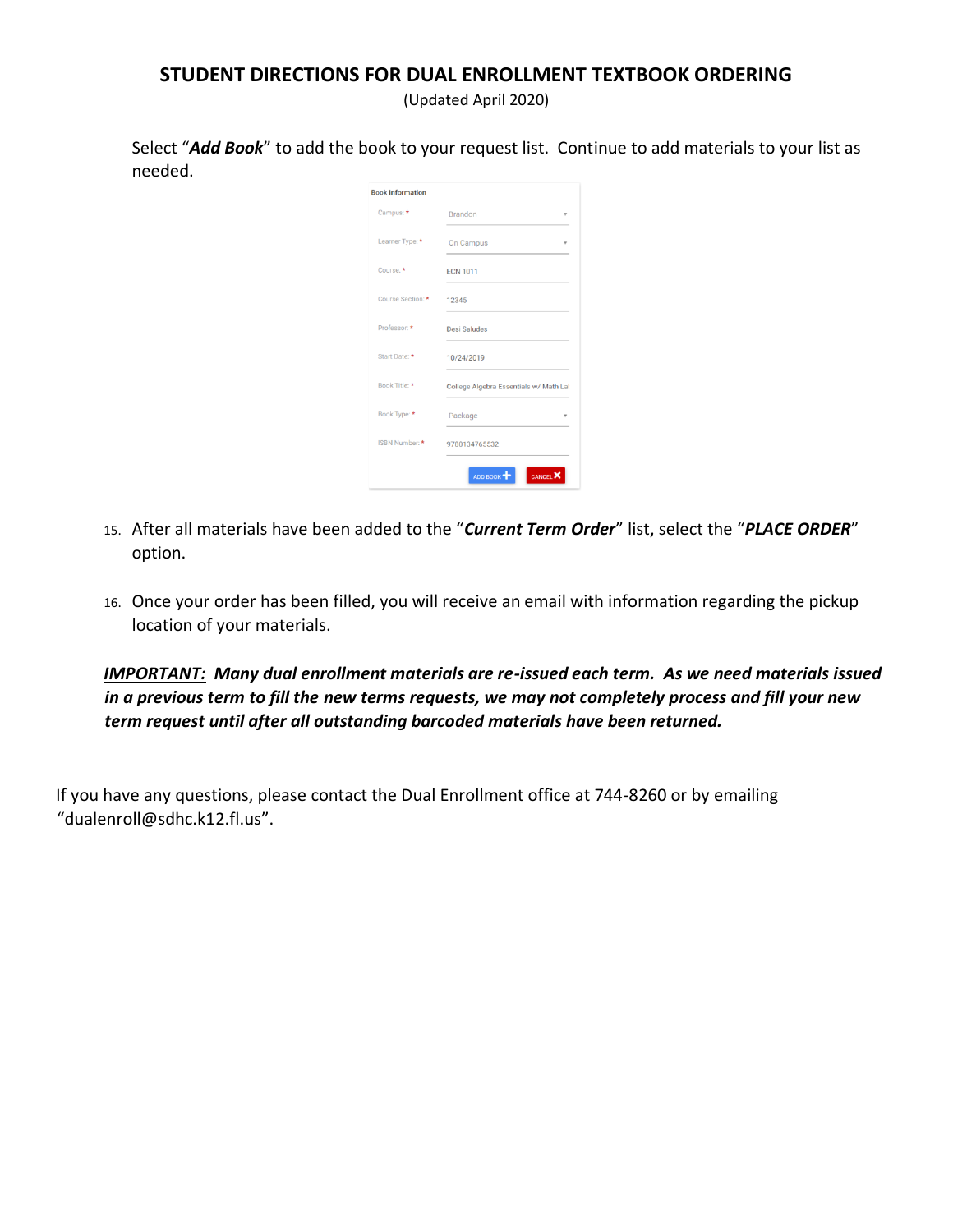## STUDENT DIRECTIONS FOR DUAL ENROLLMENT TEXTBOOK ORDERING

(Updated April 2020)

Select "***Add Book***" to add the book to your request list. Continue to add materials to your list as needed.

15. After all materials have been added to the "***Current Term Order***" list, select the "***PLACE ORDER***" option.

16. Once your order has been filled, you will receive an email with information regarding the pickup location of your materials.

***<u>IMPORTANT:</u> Many dual enrollment materials are re-issued each term. As we need materials issued in a previous term to fill the new terms requests, we may not completely process and fill your new term request until after all outstanding barcoded materials have been returned.***

If you have any questions, please contact the Dual Enrollment office at 744-8260 or by emailing "dualenroll@sdhc.k12.fl.us".